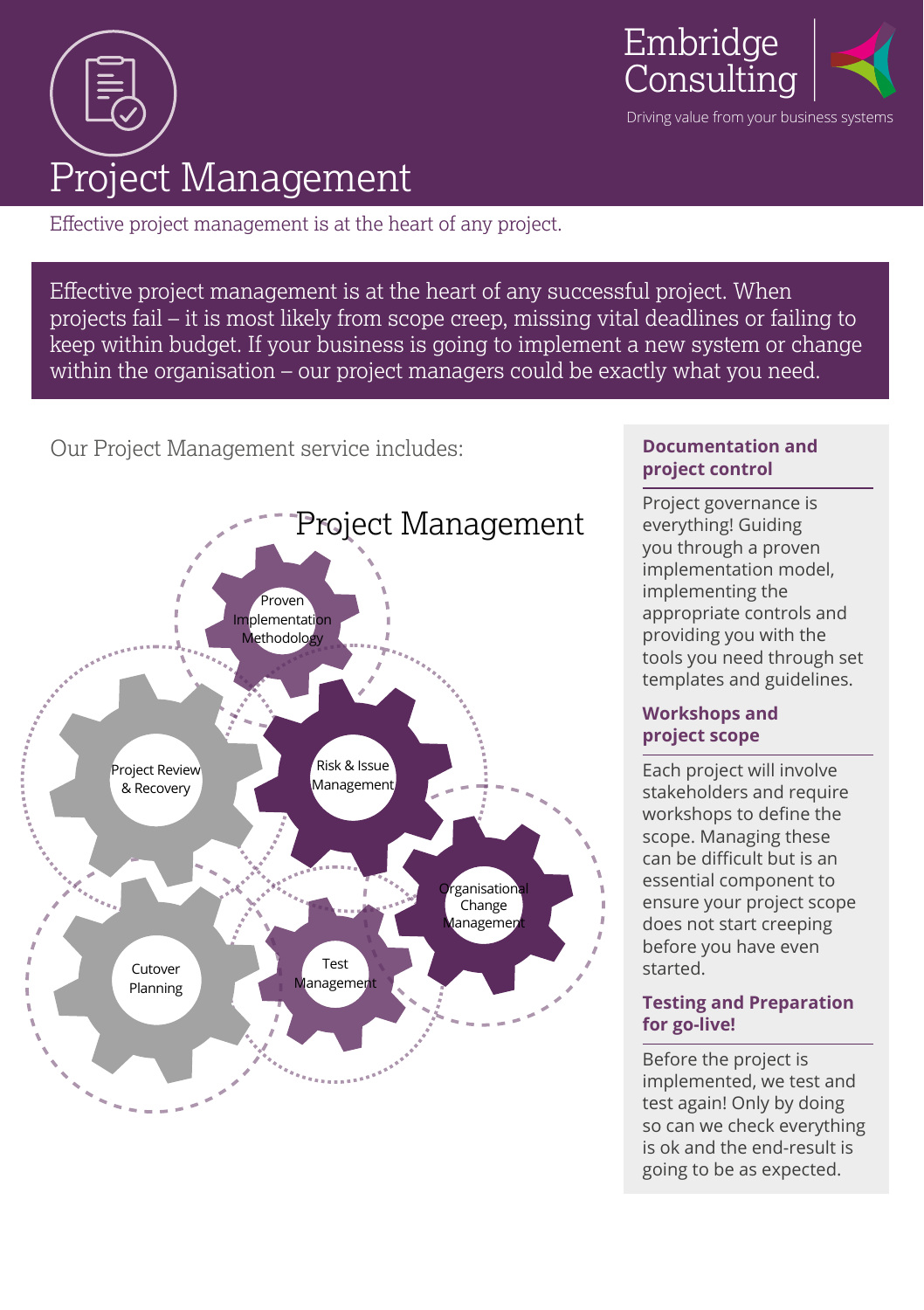Embridge Consulting

Driving value from your business systems

# Project Management

Effective project management is at the heart of any project.

Effective project management is at the heart of any successful project. When projects fail – it is most likely from scope creep, missing vital deadlines or failing to keep within budget. If your business is going to implement a new system or change within the organisation – our project managers could be exactly what you need.

Our Project Management service includes:

Project Management

- Proven Implementation Methodology
- Project Review & Recovery
- Risk & Issue Management
- Organisational Change Management
- Cutover Planning
- Test Management

## Documentation and project control

Project governance is everything! Guiding you through a proven implementation model, implementing the appropriate controls and providing you with the tools you need through set templates and guidelines.

## Workshops and project scope

Each project will involve stakeholders and require workshops to define the scope. Managing these can be difficult but is an essential component to ensure your project scope does not start creeping before you have even started.

## Testing and Preparation for go-live!

Before the project is implemented, we test and test again! Only by doing so can we check everything is ok and the end-result is going to be as expected.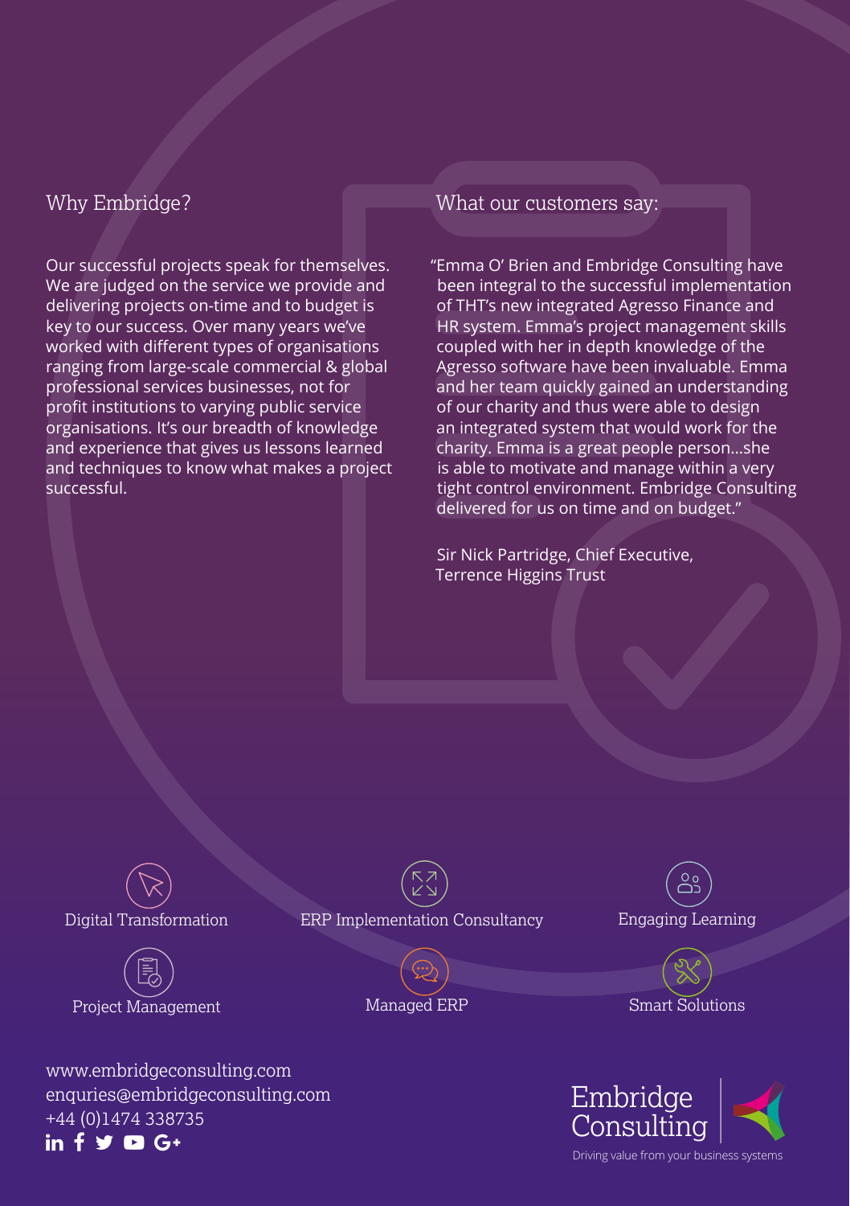## Why Embridge?

Our successful projects speak for themselves. We are judged on the service we provide and delivering projects on-time and to budget is key to our success. Over many years we've worked with different types of organisations ranging from large-scale commercial & global professional services businesses, not for profit institutions to varying public service organisations. It's our breadth of knowledge and experience that gives us lessons learned and techniques to know what makes a project successful.

## What our customers say:

"Emma O' Brien and Embridge Consulting have been integral to the successful implementation of THT's new integrated Agresso Finance and HR system. Emma's project management skills coupled with her in depth knowledge of the Agresso software have been invaluable. Emma and her team quickly gained an understanding of our charity and thus were able to design an integrated system that would work for the charity. Emma is a great people person...she is able to motivate and manage within a very tight control environment. Embridge Consulting delivered for us on time and on budget."

Sir Nick Partridge, Chief Executive,
Terrence Higgins Trust

Digital Transformation

ERP Implementation Consultancy

Engaging Learning

Project Management

Managed ERP

Smart Solutions

www.embridgeconsulting.com
enquries@embridgeconsulting.com
+44 (0)1474 338735

Embridge Consulting

Driving value from your business systems